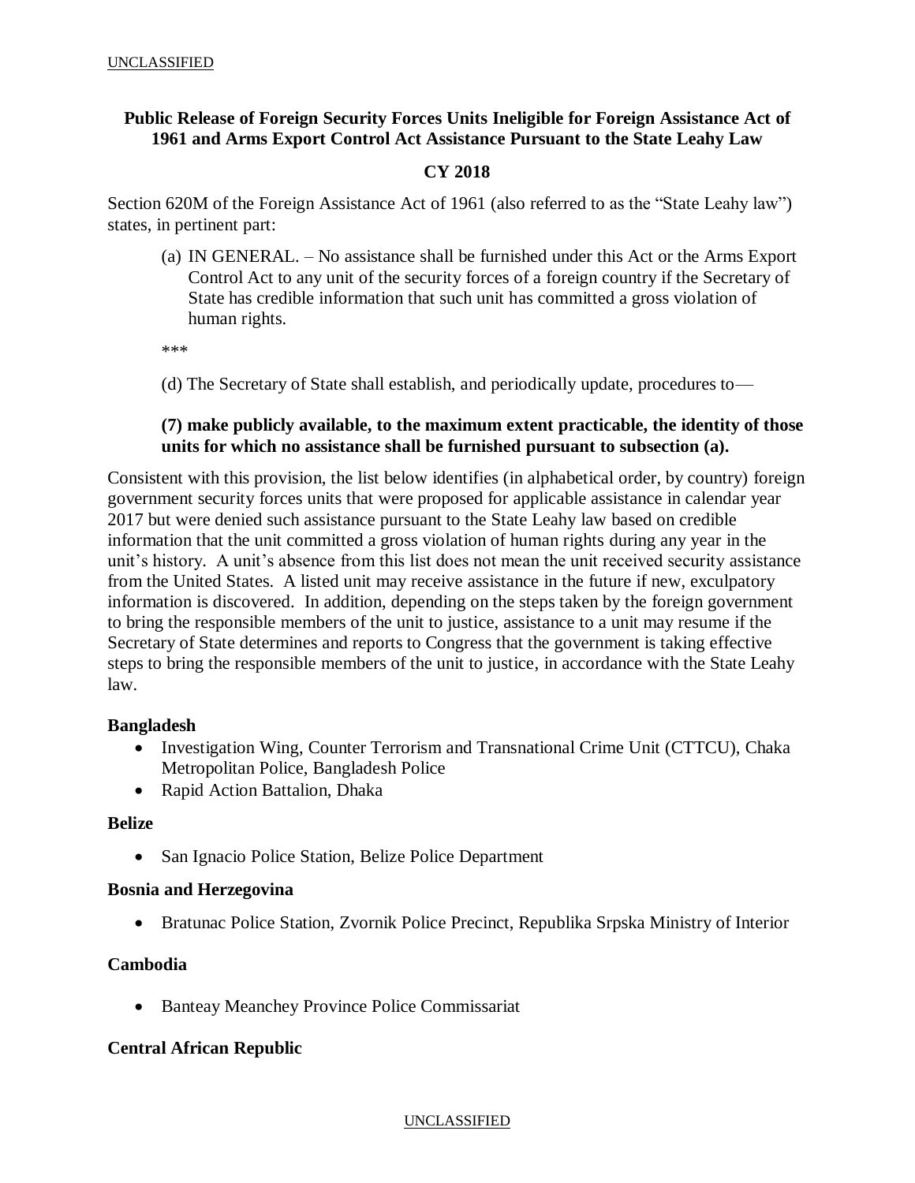UNCLASSIFIED

**Public Release of Foreign Security Forces Units Ineligible for Foreign Assistance Act of 1961 and Arms Export Control Act Assistance Pursuant to the State Leahy Law**

**CY 2018**

Section 620M of the Foreign Assistance Act of 1961 (also referred to as the "State Leahy law") states, in pertinent part:

> (a) IN GENERAL. – No assistance shall be furnished under this Act or the Arms Export Control Act to any unit of the security forces of a foreign country if the Secretary of State has credible information that such unit has committed a gross violation of human rights.
>
> ***
>
> (d) The Secretary of State shall establish, and periodically update, procedures to—
>
> **(7) make publicly available, to the maximum extent practicable, the identity of those units for which no assistance shall be furnished pursuant to subsection (a).**

Consistent with this provision, the list below identifies (in alphabetical order, by country) foreign government security forces units that were proposed for applicable assistance in calendar year 2017 but were denied such assistance pursuant to the State Leahy law based on credible information that the unit committed a gross violation of human rights during any year in the unit's history. A unit's absence from this list does not mean the unit received security assistance from the United States. A listed unit may receive assistance in the future if new, exculpatory information is discovered. In addition, depending on the steps taken by the foreign government to bring the responsible members of the unit to justice, assistance to a unit may resume if the Secretary of State determines and reports to Congress that the government is taking effective steps to bring the responsible members of the unit to justice, in accordance with the State Leahy law.

**Bangladesh**

- Investigation Wing, Counter Terrorism and Transnational Crime Unit (CTTCU), Chaka Metropolitan Police, Bangladesh Police
- Rapid Action Battalion, Dhaka

**Belize**

- San Ignacio Police Station, Belize Police Department

**Bosnia and Herzegovina**

- Bratunac Police Station, Zvornik Police Precinct, Republika Srpska Ministry of Interior

**Cambodia**

- Banteay Meanchey Province Police Commissariat

**Central African Republic**

UNCLASSIFIED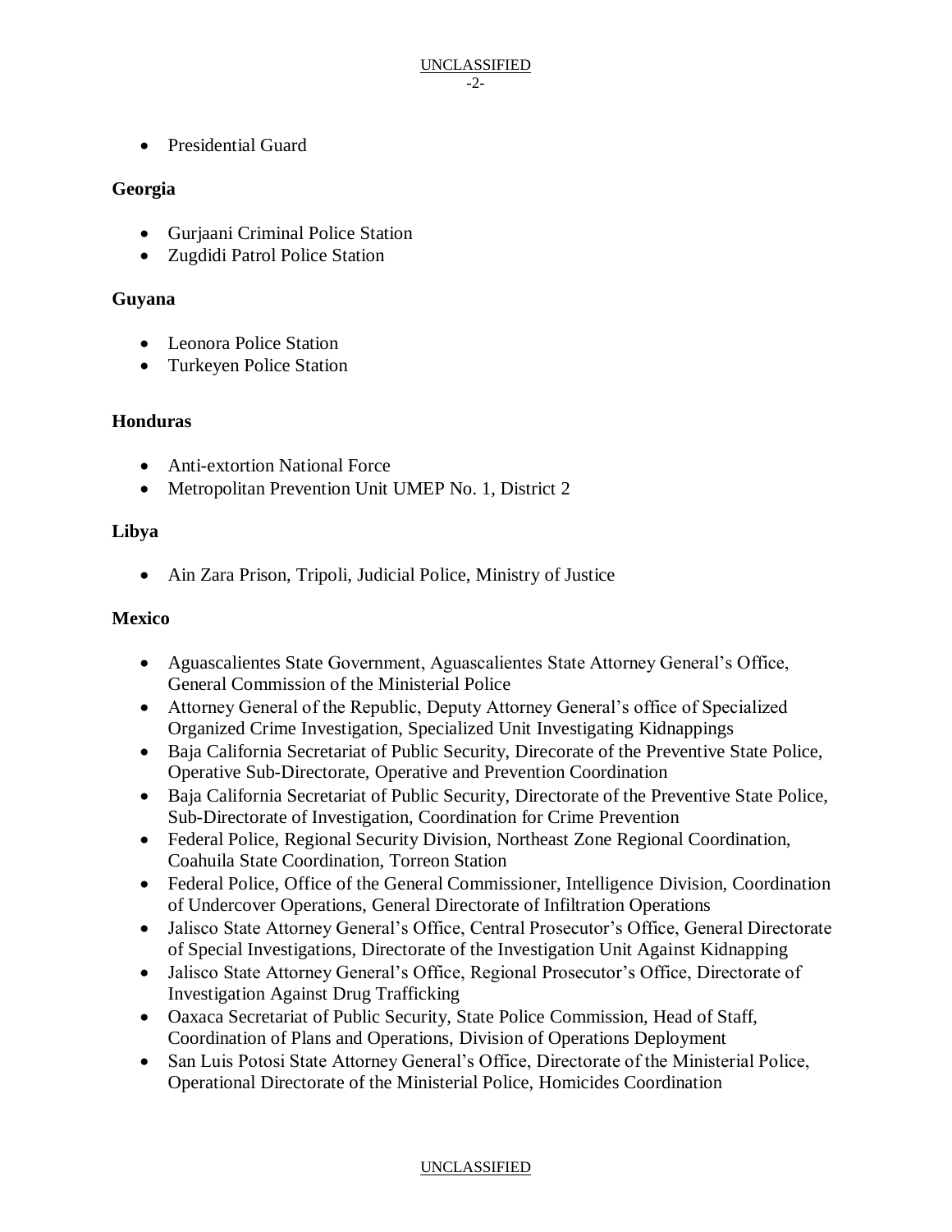- Presidential Guard

**Georgia**

- Gurjaani Criminal Police Station
- Zugdidi Patrol Police Station

**Guyana**

- Leonora Police Station
- Turkeyen Police Station

**Honduras**

- Anti-extortion National Force
- Metropolitan Prevention Unit UMEP No. 1, District 2

**Libya**

- Ain Zara Prison, Tripoli, Judicial Police, Ministry of Justice

**Mexico**

- Aguascalientes State Government, Aguascalientes State Attorney General's Office, General Commission of the Ministerial Police
- Attorney General of the Republic, Deputy Attorney General's office of Specialized Organized Crime Investigation, Specialized Unit Investigating Kidnappings
- Baja California Secretariat of Public Security, Direcorate of the Preventive State Police, Operative Sub-Directorate, Operative and Prevention Coordination
- Baja California Secretariat of Public Security, Directorate of the Preventive State Police, Sub-Directorate of Investigation, Coordination for Crime Prevention
- Federal Police, Regional Security Division, Northeast Zone Regional Coordination, Coahuila State Coordination, Torreon Station
- Federal Police, Office of the General Commissioner, Intelligence Division, Coordination of Undercover Operations, General Directorate of Infiltration Operations
- Jalisco State Attorney General's Office, Central Prosecutor's Office, General Directorate of Special Investigations, Directorate of the Investigation Unit Against Kidnapping
- Jalisco State Attorney General's Office, Regional Prosecutor's Office, Directorate of Investigation Against Drug Trafficking
- Oaxaca Secretariat of Public Security, State Police Commission, Head of Staff, Coordination of Plans and Operations, Division of Operations Deployment
- San Luis Potosi State Attorney General's Office, Directorate of the Ministerial Police, Operational Directorate of the Ministerial Police, Homicides Coordination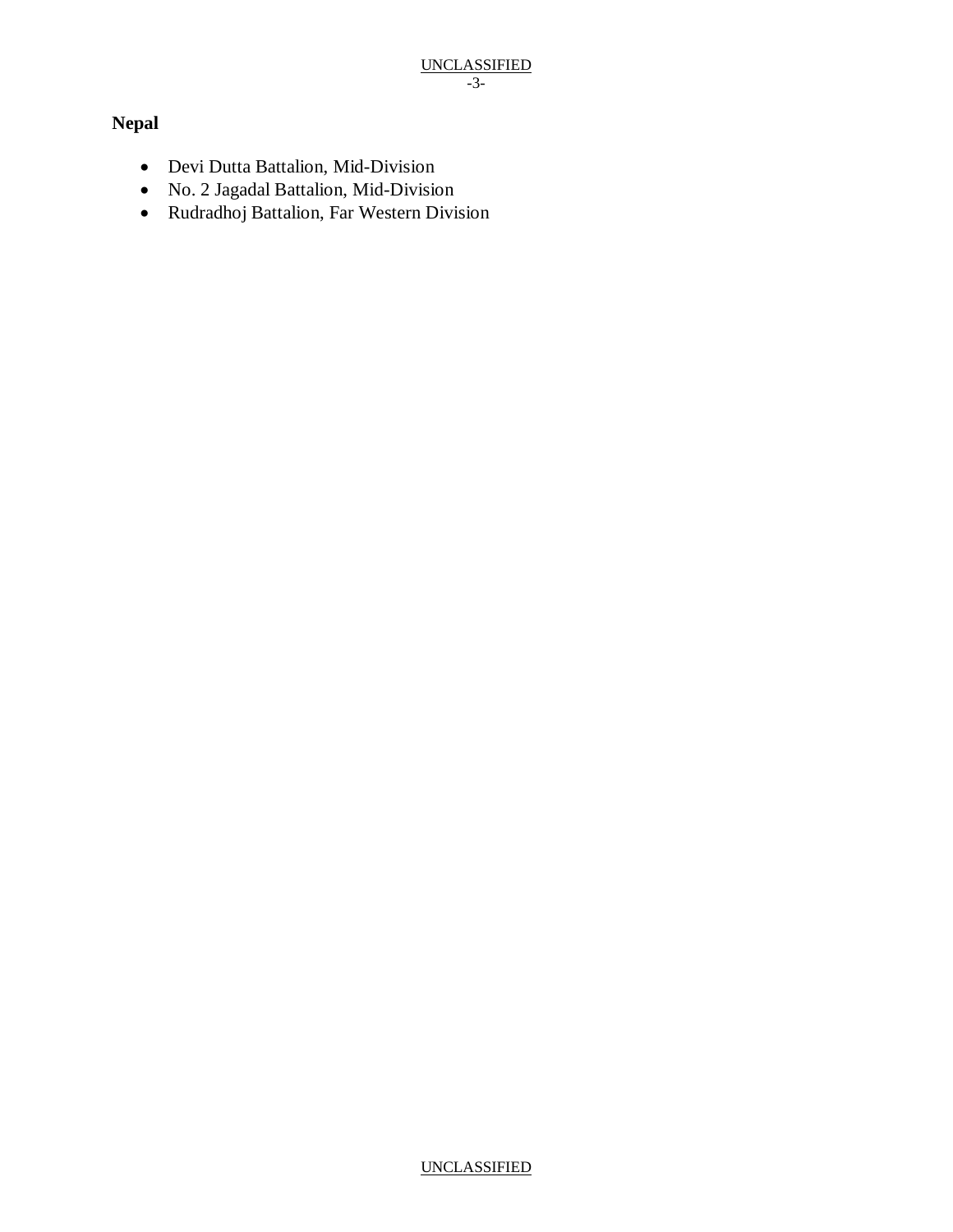**Nepal**

- Devi Dutta Battalion, Mid-Division
- No. 2 Jagadal Battalion, Mid-Division
- Rudradhoj Battalion, Far Western Division